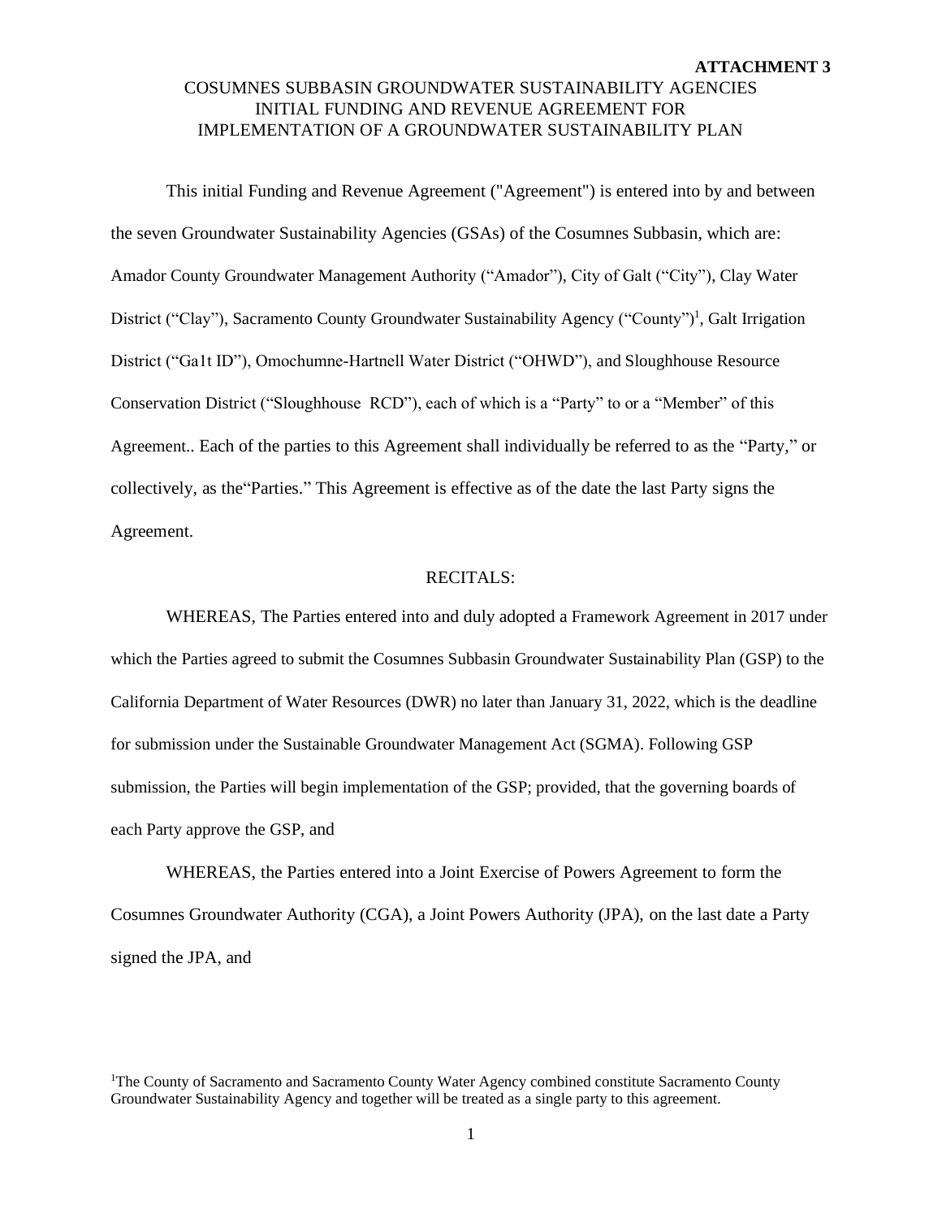**ATTACHMENT 3**

COSUMNES SUBBASIN GROUNDWATER SUSTAINABILITY AGENCIES
INITIAL FUNDING AND REVENUE AGREEMENT FOR
IMPLEMENTATION OF A GROUNDWATER SUSTAINABILITY PLAN

This initial Funding and Revenue Agreement ("Agreement") is entered into by and between the seven Groundwater Sustainability Agencies (GSAs) of the Cosumnes Subbasin, which are: Amador County Groundwater Management Authority ("Amador"), City of Galt ("City"), Clay Water District ("Clay"), Sacramento County Groundwater Sustainability Agency ("County")[1], Galt Irrigation District ("Ga1t ID"), Omochumne-Hartnell Water District ("OHWD"), and Sloughhouse Resource Conservation District ("Sloughhouse RCD"), each of which is a "Party" to or a "Member" of this Agreement.. Each of the parties to this Agreement shall individually be referred to as the "Party," or collectively, as the"Parties." This Agreement is effective as of the date the last Party signs the Agreement.

RECITALS:

WHEREAS, The Parties entered into and duly adopted a Framework Agreement in 2017 under which the Parties agreed to submit the Cosumnes Subbasin Groundwater Sustainability Plan (GSP) to the California Department of Water Resources (DWR) no later than January 31, 2022, which is the deadline for submission under the Sustainable Groundwater Management Act (SGMA). Following GSP submission, the Parties will begin implementation of the GSP; provided, that the governing boards of each Party approve the GSP, and

WHEREAS, the Parties entered into a Joint Exercise of Powers Agreement to form the Cosumnes Groundwater Authority (CGA), a Joint Powers Authority (JPA), on the last date a Party signed the JPA, and

[1]The County of Sacramento and Sacramento County Water Agency combined constitute Sacramento County Groundwater Sustainability Agency and together will be treated as a single party to this agreement.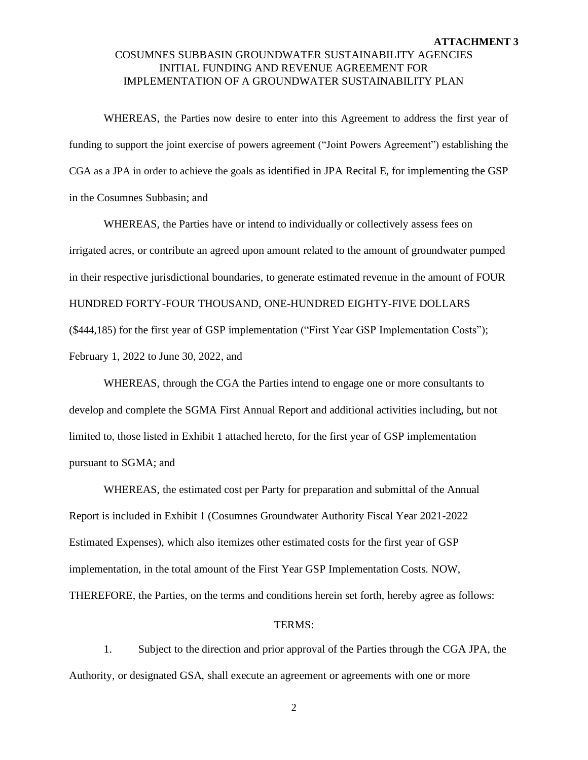**ATTACHMENT 3**

COSUMNES SUBBASIN GROUNDWATER SUSTAINABILITY AGENCIES
INITIAL FUNDING AND REVENUE AGREEMENT FOR
IMPLEMENTATION OF A GROUNDWATER SUSTAINABILITY PLAN

WHEREAS, the Parties now desire to enter into this Agreement to address the first year of funding to support the joint exercise of powers agreement ("Joint Powers Agreement") establishing the CGA as a JPA in order to achieve the goals as identified in JPA Recital E, for implementing the GSP in the Cosumnes Subbasin; and

WHEREAS, the Parties have or intend to individually or collectively assess fees on irrigated acres, or contribute an agreed upon amount related to the amount of groundwater pumped in their respective jurisdictional boundaries, to generate estimated revenue in the amount of FOUR HUNDRED FORTY-FOUR THOUSAND, ONE-HUNDRED EIGHTY-FIVE DOLLARS ($444,185) for the first year of GSP implementation ("First Year GSP Implementation Costs"); February 1, 2022 to June 30, 2022, and

WHEREAS, through the CGA the Parties intend to engage one or more consultants to develop and complete the SGMA First Annual Report and additional activities including, but not limited to, those listed in Exhibit 1 attached hereto, for the first year of GSP implementation pursuant to SGMA; and

WHEREAS, the estimated cost per Party for preparation and submittal of the Annual Report is included in Exhibit 1 (Cosumnes Groundwater Authority Fiscal Year 2021-2022 Estimated Expenses), which also itemizes other estimated costs for the first year of GSP implementation, in the total amount of the First Year GSP Implementation Costs. NOW, THEREFORE, the Parties, on the terms and conditions herein set forth, hereby agree as follows:

TERMS:

1. Subject to the direction and prior approval of the Parties through the CGA JPA, the Authority, or designated GSA, shall execute an agreement or agreements with one or more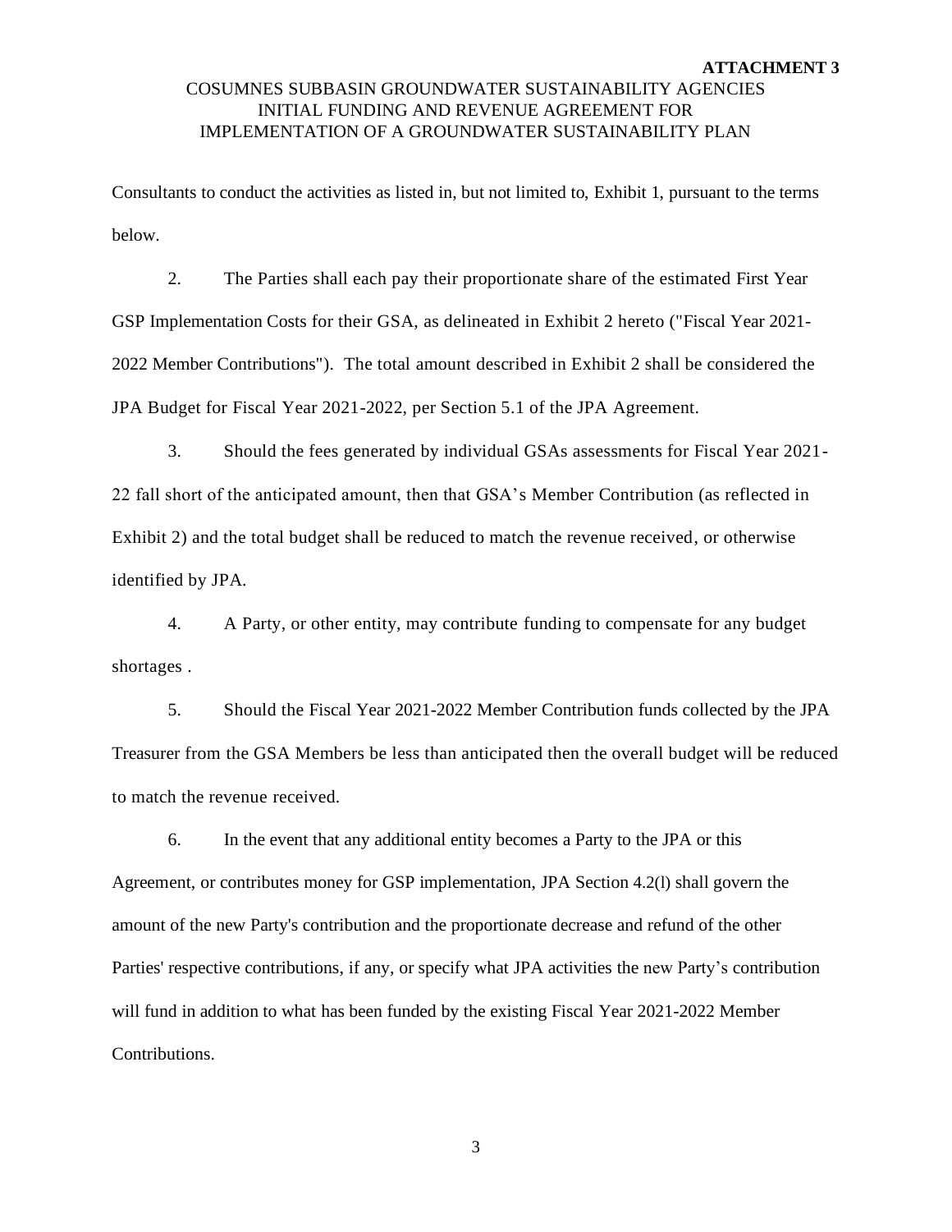Consultants to conduct the activities as listed in, but not limited to, Exhibit 1, pursuant to the terms below.

2. The Parties shall each pay their proportionate share of the estimated First Year GSP Implementation Costs for their GSA, as delineated in Exhibit 2 hereto ("Fiscal Year 2021-2022 Member Contributions"). The total amount described in Exhibit 2 shall be considered the JPA Budget for Fiscal Year 2021-2022, per Section 5.1 of the JPA Agreement.

3. Should the fees generated by individual GSAs assessments for Fiscal Year 2021-22 fall short of the anticipated amount, then that GSA's Member Contribution (as reflected in Exhibit 2) and the total budget shall be reduced to match the revenue received, or otherwise identified by JPA.

4. A Party, or other entity, may contribute funding to compensate for any budget shortages .

5. Should the Fiscal Year 2021-2022 Member Contribution funds collected by the JPA Treasurer from the GSA Members be less than anticipated then the overall budget will be reduced to match the revenue received.

6. In the event that any additional entity becomes a Party to the JPA or this Agreement, or contributes money for GSP implementation, JPA Section 4.2(l) shall govern the amount of the new Party's contribution and the proportionate decrease and refund of the other Parties' respective contributions, if any, or specify what JPA activities the new Party's contribution will fund in addition to what has been funded by the existing Fiscal Year 2021-2022 Member Contributions.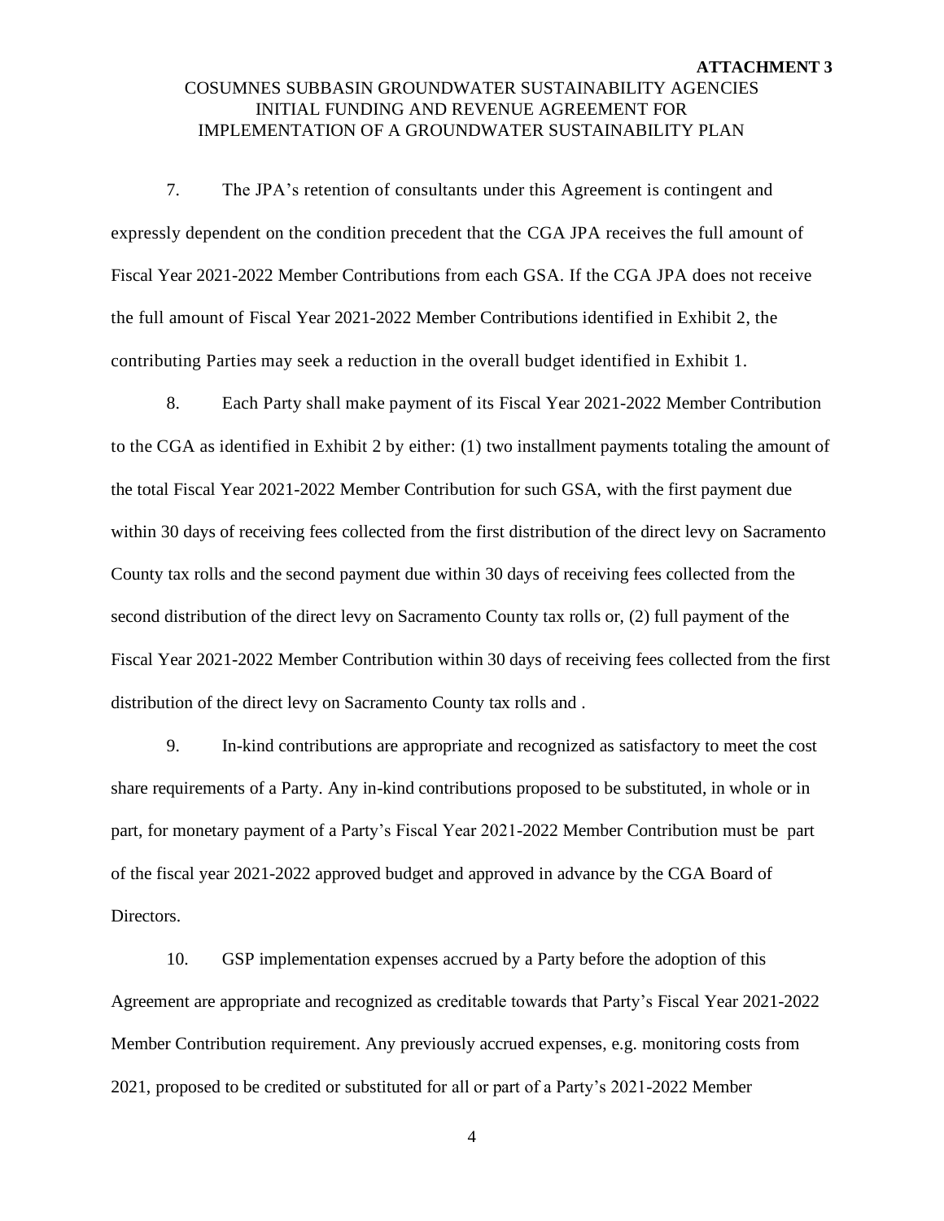**ATTACHMENT 3**

COSUMNES SUBBASIN GROUNDWATER SUSTAINABILITY AGENCIES
INITIAL FUNDING AND REVENUE AGREEMENT FOR
IMPLEMENTATION OF A GROUNDWATER SUSTAINABILITY PLAN

7. The JPA's retention of consultants under this Agreement is contingent and expressly dependent on the condition precedent that the CGA JPA receives the full amount of Fiscal Year 2021-2022 Member Contributions from each GSA. If the CGA JPA does not receive the full amount of Fiscal Year 2021-2022 Member Contributions identified in Exhibit 2, the contributing Parties may seek a reduction in the overall budget identified in Exhibit 1.

8. Each Party shall make payment of its Fiscal Year 2021-2022 Member Contribution to the CGA as identified in Exhibit 2 by either: (1) two installment payments totaling the amount of the total Fiscal Year 2021-2022 Member Contribution for such GSA, with the first payment due within 30 days of receiving fees collected from the first distribution of the direct levy on Sacramento County tax rolls and the second payment due within 30 days of receiving fees collected from the second distribution of the direct levy on Sacramento County tax rolls or, (2) full payment of the Fiscal Year 2021-2022 Member Contribution within 30 days of receiving fees collected from the first distribution of the direct levy on Sacramento County tax rolls and .

9. In-kind contributions are appropriate and recognized as satisfactory to meet the cost share requirements of a Party. Any in-kind contributions proposed to be substituted, in whole or in part, for monetary payment of a Party's Fiscal Year 2021-2022 Member Contribution must be part of the fiscal year 2021-2022 approved budget and approved in advance by the CGA Board of Directors.

10. GSP implementation expenses accrued by a Party before the adoption of this Agreement are appropriate and recognized as creditable towards that Party's Fiscal Year 2021-2022 Member Contribution requirement. Any previously accrued expenses, e.g. monitoring costs from 2021, proposed to be credited or substituted for all or part of a Party's 2021-2022 Member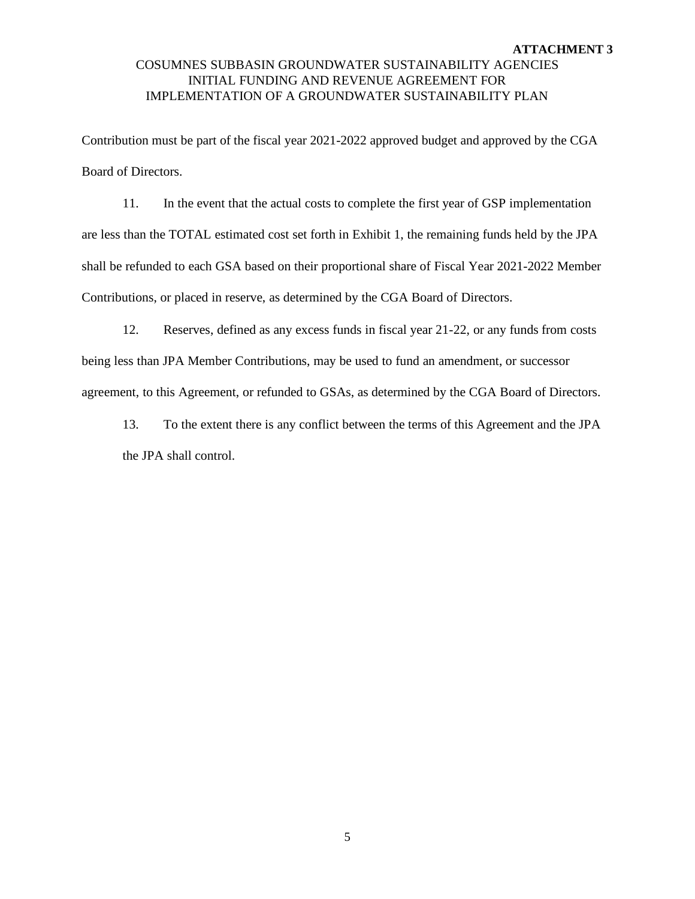Contribution must be part of the fiscal year 2021-2022 approved budget and approved by the CGA Board of Directors.

11. In the event that the actual costs to complete the first year of GSP implementation are less than the TOTAL estimated cost set forth in Exhibit 1, the remaining funds held by the JPA shall be refunded to each GSA based on their proportional share of Fiscal Year 2021-2022 Member Contributions, or placed in reserve, as determined by the CGA Board of Directors.

12. Reserves, defined as any excess funds in fiscal year 21-22, or any funds from costs being less than JPA Member Contributions, may be used to fund an amendment, or successor agreement, to this Agreement, or refunded to GSAs, as determined by the CGA Board of Directors.

13. To the extent there is any conflict between the terms of this Agreement and the JPA the JPA shall control.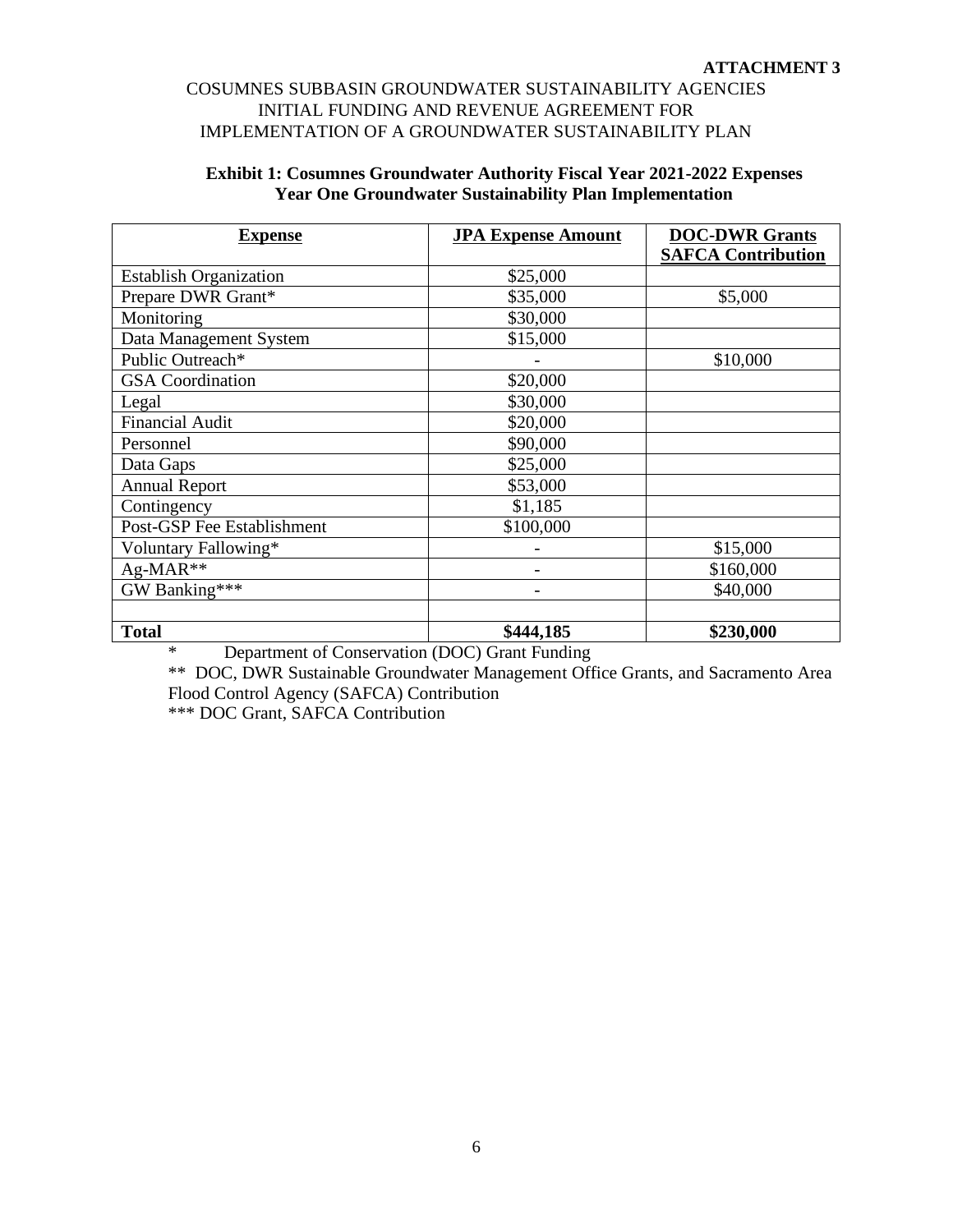**ATTACHMENT 3**

COSUMNES SUBBASIN GROUNDWATER SUSTAINABILITY AGENCIES
INITIAL FUNDING AND REVENUE AGREEMENT FOR
IMPLEMENTATION OF A GROUNDWATER SUSTAINABILITY PLAN

**Exhibit 1: Cosumnes Groundwater Authority Fiscal Year 2021-2022 Expenses**
**Year One Groundwater Sustainability Plan Implementation**

| Expense | JPA Expense Amount | DOC-DWR Grants SAFCA Contribution |
|---|---|---|
| Establish Organization | $25,000 | |
| Prepare DWR Grant* | $35,000 | $5,000 |
| Monitoring | $30,000 | |
| Data Management System | $15,000 | |
| Public Outreach* | - | $10,000 |
| GSA Coordination | $20,000 | |
| Legal | $30,000 | |
| Financial Audit | $20,000 | |
| Personnel | $90,000 | |
| Data Gaps | $25,000 | |
| Annual Report | $53,000 | |
| Contingency | $1,185 | |
| Post-GSP Fee Establishment | $100,000 | |
| Voluntary Fallowing* | - | $15,000 |
| Ag-MAR** | - | $160,000 |
| GW Banking*** | - | $40,000 |
| | | |
| **Total** | **$444,185** | **$230,000** |

\* Department of Conservation (DOC) Grant Funding

** DOC, DWR Sustainable Groundwater Management Office Grants, and Sacramento Area Flood Control Agency (SAFCA) Contribution

*** DOC Grant, SAFCA Contribution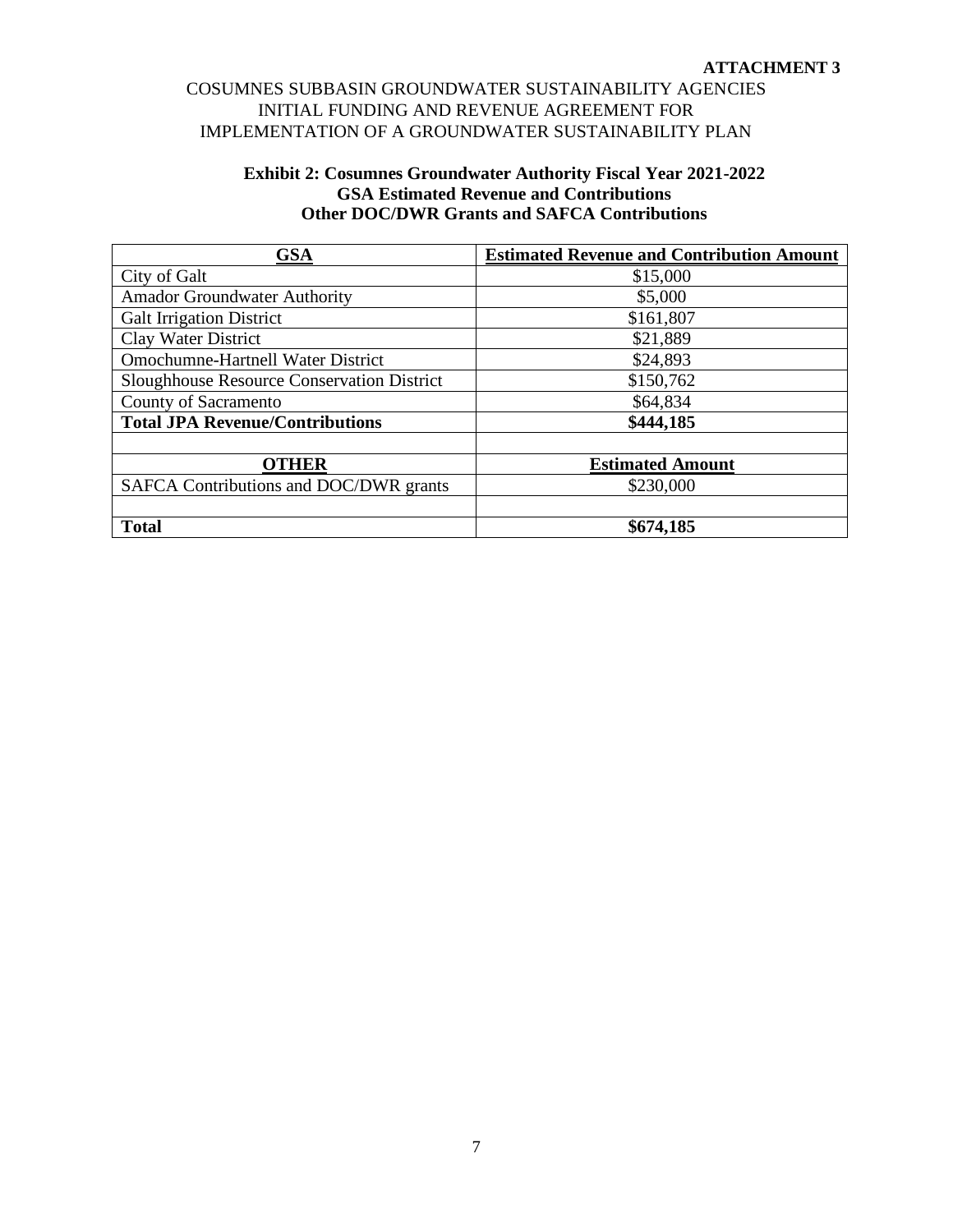**ATTACHMENT 3**

COSUMNES SUBBASIN GROUNDWATER SUSTAINABILITY AGENCIES
INITIAL FUNDING AND REVENUE AGREEMENT FOR
IMPLEMENTATION OF A GROUNDWATER SUSTAINABILITY PLAN

**Exhibit 2: Cosumnes Groundwater Authority Fiscal Year 2021-2022**
**GSA Estimated Revenue and Contributions**
**Other DOC/DWR Grants and SAFCA Contributions**

| GSA | Estimated Revenue and Contribution Amount |
|---|---|
| City of Galt | $15,000 |
| Amador Groundwater Authority | $5,000 |
| Galt Irrigation District | $161,807 |
| Clay Water District | $21,889 |
| Omochumne-Hartnell Water District | $24,893 |
| Sloughhouse Resource Conservation District | $150,762 |
| County of Sacramento | $64,834 |
| **Total JPA Revenue/Contributions** | **$444,185** |
| | |
| **OTHER** | **Estimated Amount** |
| SAFCA Contributions and DOC/DWR grants | $230,000 |
| | |
| **Total** | **$674,185** |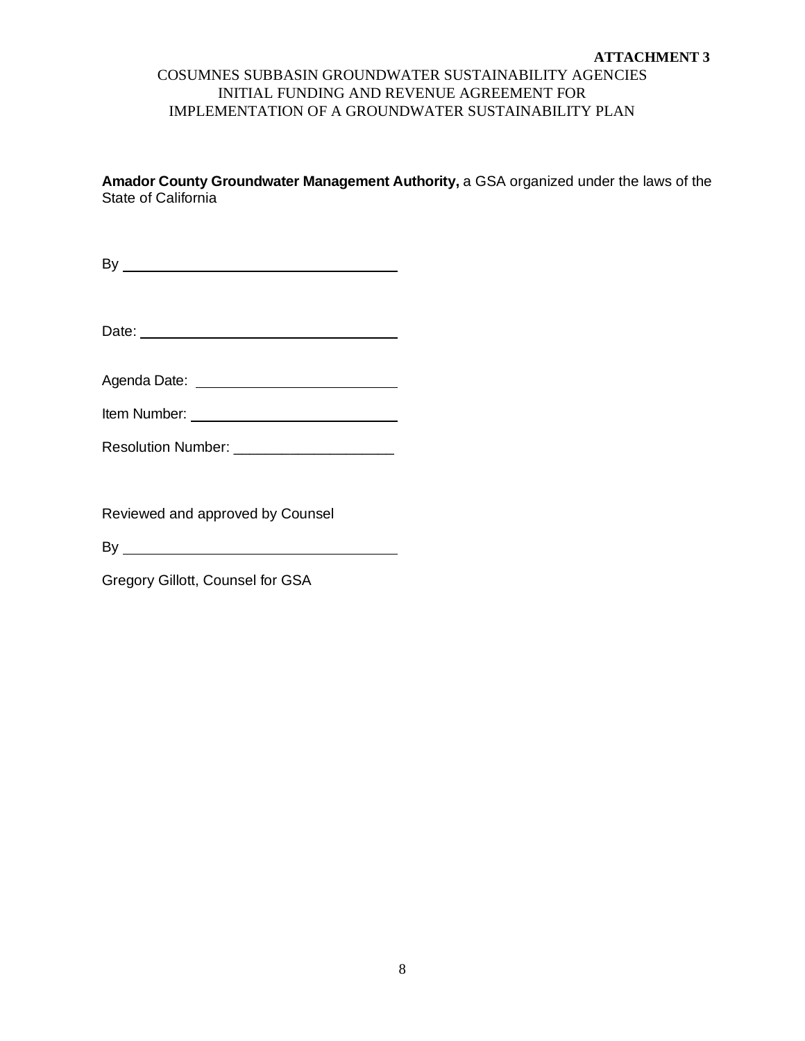**ATTACHMENT 3**

COSUMNES SUBBASIN GROUNDWATER SUSTAINABILITY AGENCIES
INITIAL FUNDING AND REVENUE AGREEMENT FOR
IMPLEMENTATION OF A GROUNDWATER SUSTAINABILITY PLAN

**Amador County Groundwater Management Authority,** a GSA organized under the laws of the State of California

By ___________________________________

Date: _________________________________

Agenda Date: __________________________

Item Number: __________________________

Resolution Number: ____________________

Reviewed and approved by Counsel

By ___________________________________

Gregory Gillott, Counsel for GSA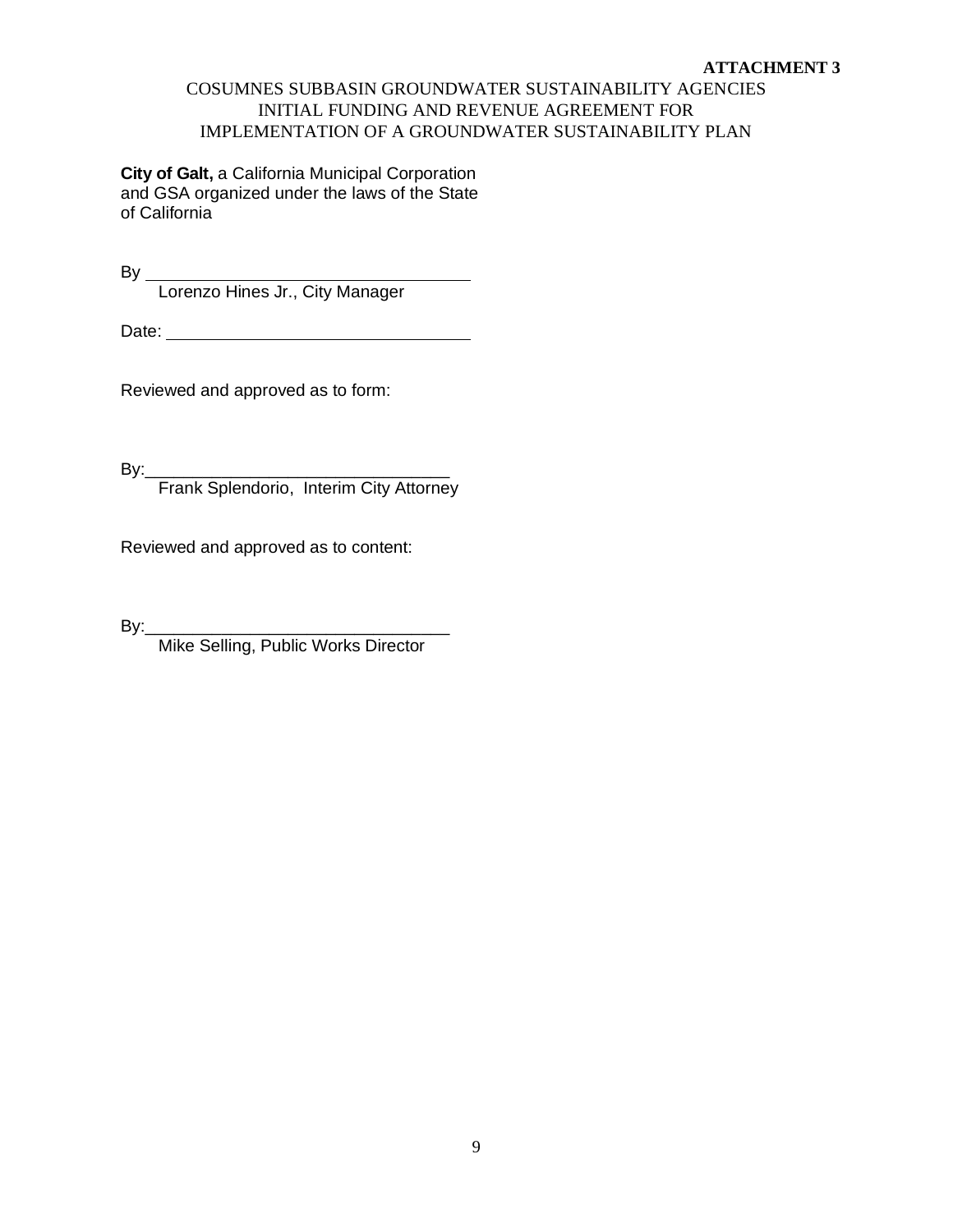**ATTACHMENT 3**

COSUMNES SUBBASIN GROUNDWATER SUSTAINABILITY AGENCIES
INITIAL FUNDING AND REVENUE AGREEMENT FOR
IMPLEMENTATION OF A GROUNDWATER SUSTAINABILITY PLAN

**City of Galt,** a California Municipal Corporation and GSA organized under the laws of the State of California

By \_\_\_\_\_\_\_\_\_\_\_\_\_\_\_\_\_\_\_\_\_\_\_\_\_\_\_\_\_\_\_\_
Lorenzo Hines Jr., City Manager

Date: \_\_\_\_\_\_\_\_\_\_\_\_\_\_\_\_\_\_\_\_\_\_\_\_\_\_\_\_\_\_\_\_

Reviewed and approved as to form:

By:\_\_\_\_\_\_\_\_\_\_\_\_\_\_\_\_\_\_\_\_\_\_\_\_\_\_\_\_\_\_\_\_
Frank Splendorio, Interim City Attorney

Reviewed and approved as to content:

By:\_\_\_\_\_\_\_\_\_\_\_\_\_\_\_\_\_\_\_\_\_\_\_\_\_\_\_\_\_\_\_\_
Mike Selling, Public Works Director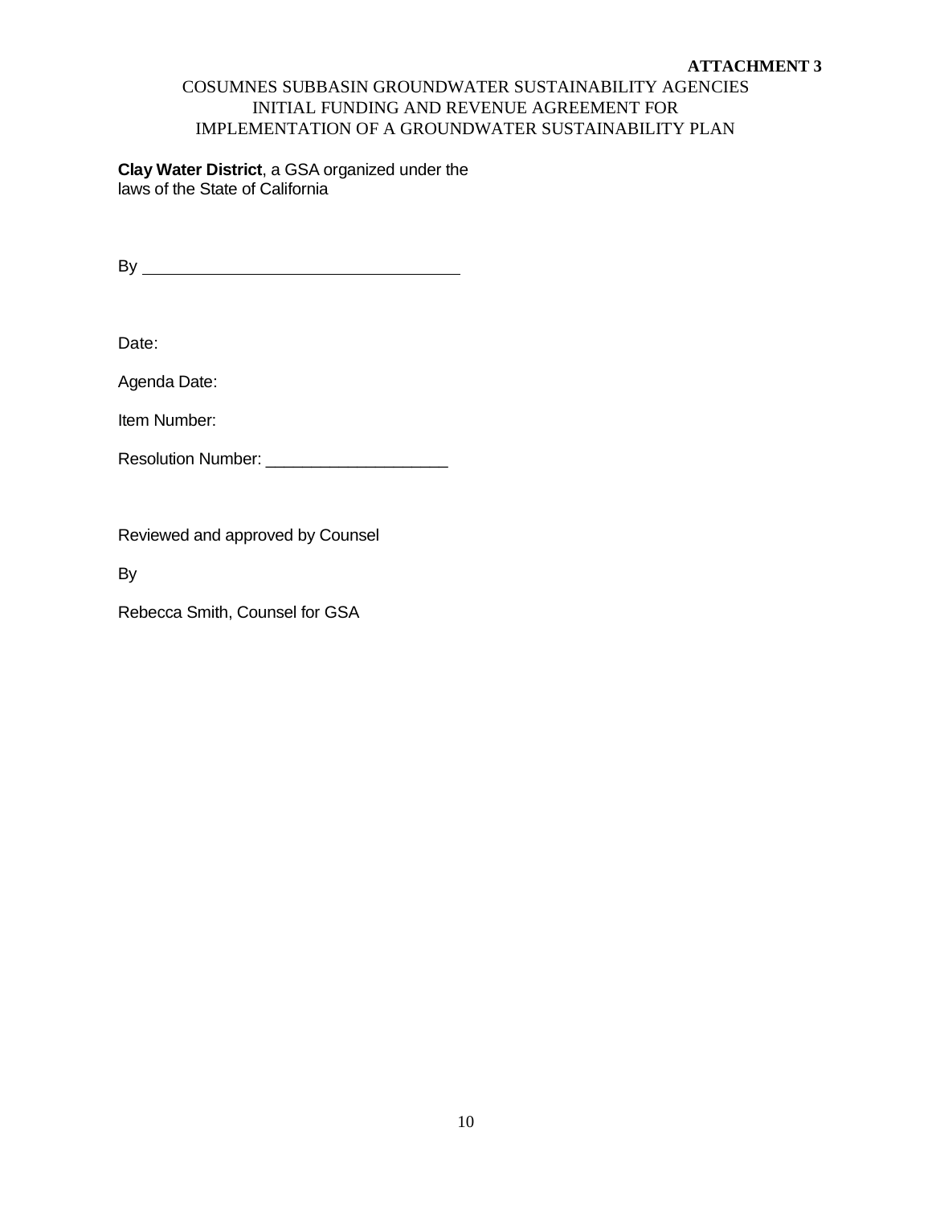**ATTACHMENT 3**

COSUMNES SUBBASIN GROUNDWATER SUSTAINABILITY AGENCIES
INITIAL FUNDING AND REVENUE AGREEMENT FOR
IMPLEMENTATION OF A GROUNDWATER SUSTAINABILITY PLAN

**Clay Water District**, a GSA organized under the laws of the State of California

By ___________________________________

Date:

Agenda Date:

Item Number:

Resolution Number: ____________________

Reviewed and approved by Counsel

By

Rebecca Smith, Counsel for GSA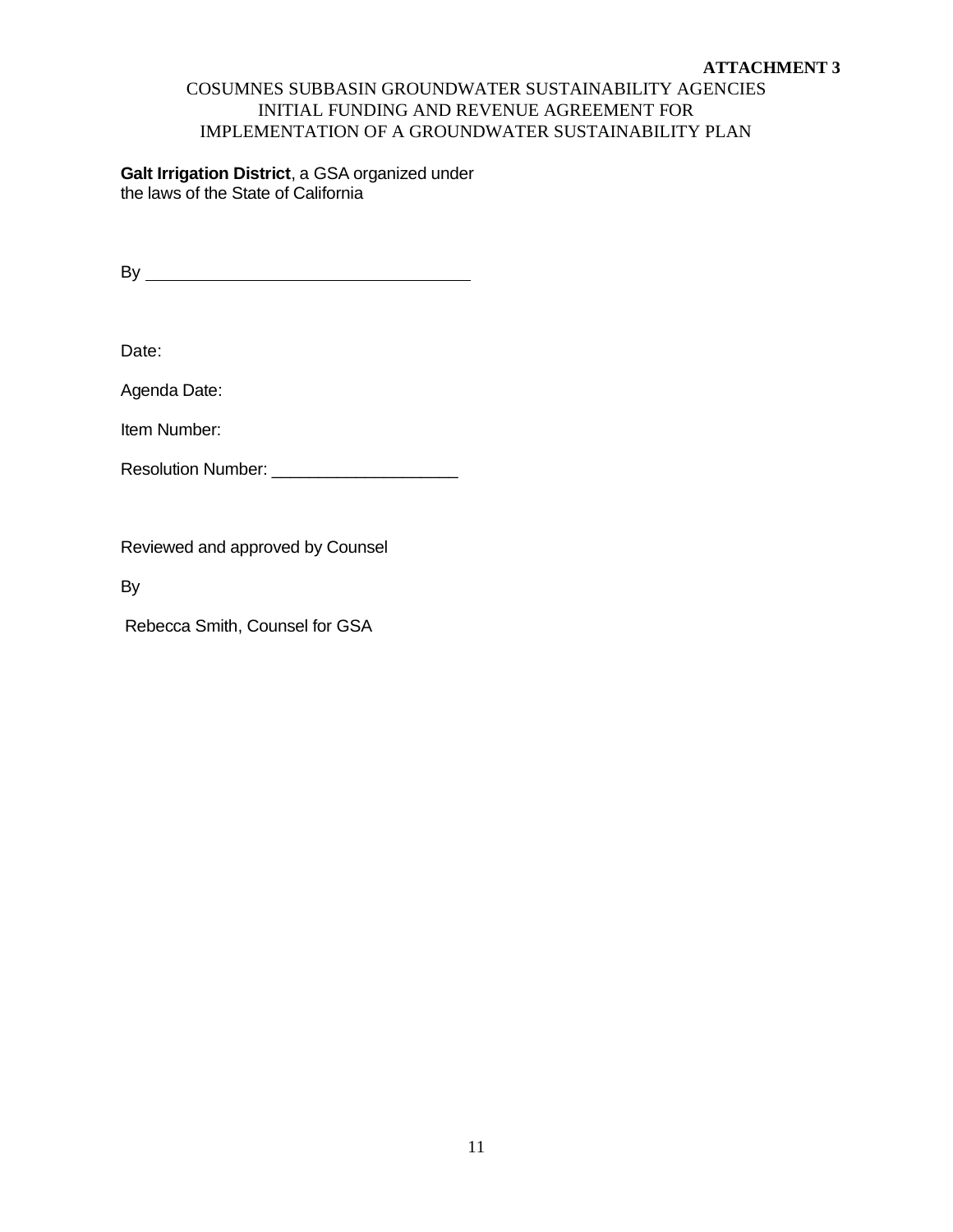**ATTACHMENT 3**

COSUMNES SUBBASIN GROUNDWATER SUSTAINABILITY AGENCIES
INITIAL FUNDING AND REVENUE AGREEMENT FOR
IMPLEMENTATION OF A GROUNDWATER SUSTAINABILITY PLAN

**Galt Irrigation District**, a GSA organized under the laws of the State of California

By ___________________________________

Date:

Agenda Date:

Item Number:

Resolution Number: ____________________

Reviewed and approved by Counsel

By

Rebecca Smith, Counsel for GSA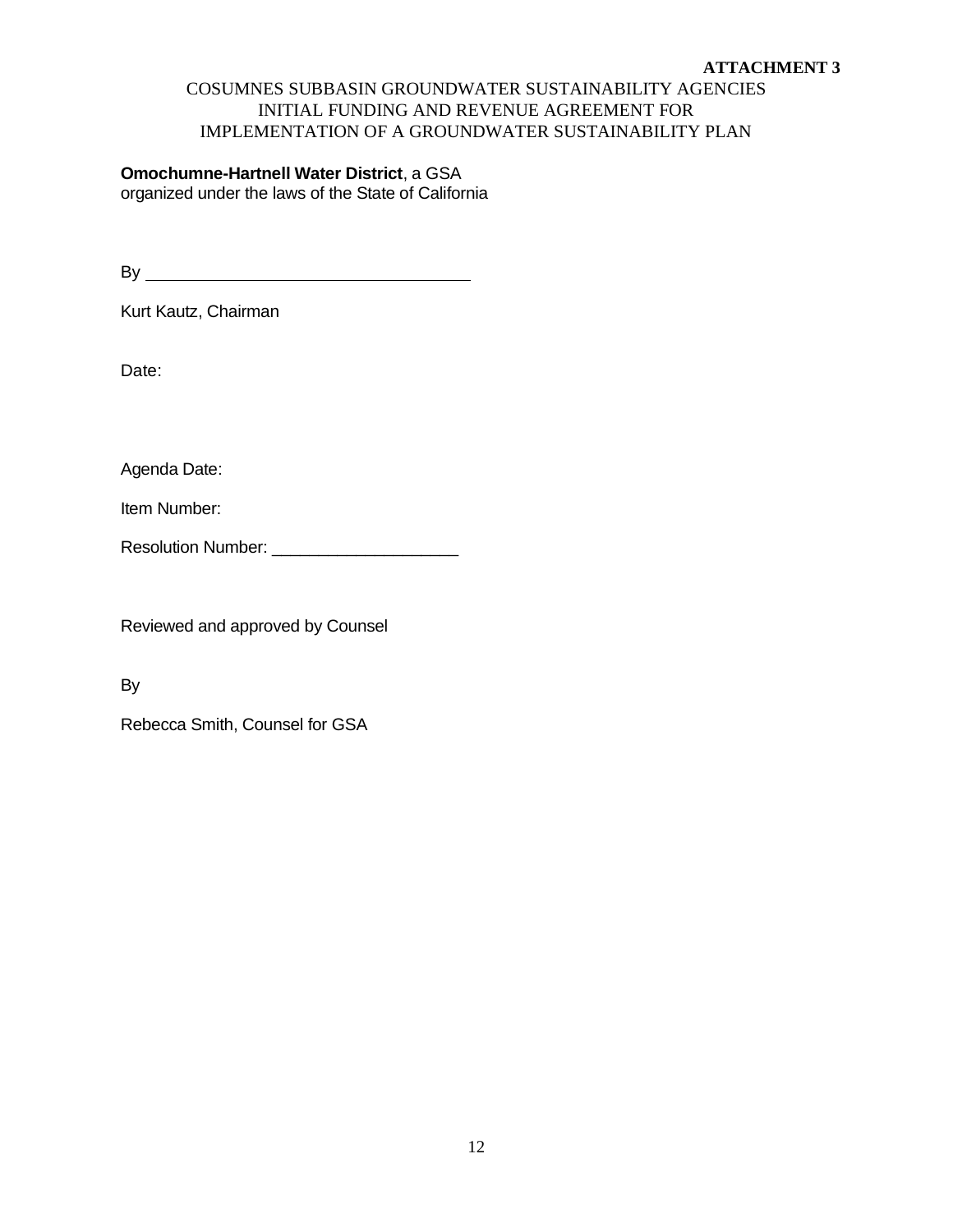**ATTACHMENT 3**

COSUMNES SUBBASIN GROUNDWATER SUSTAINABILITY AGENCIES
INITIAL FUNDING AND REVENUE AGREEMENT FOR
IMPLEMENTATION OF A GROUNDWATER SUSTAINABILITY PLAN

**Omochumne-Hartnell Water District**, a GSA
organized under the laws of the State of California

By ___________________________________

Kurt Kautz, Chairman

Date:

Agenda Date:

Item Number:

Resolution Number: ____________________

Reviewed and approved by Counsel

By

Rebecca Smith, Counsel for GSA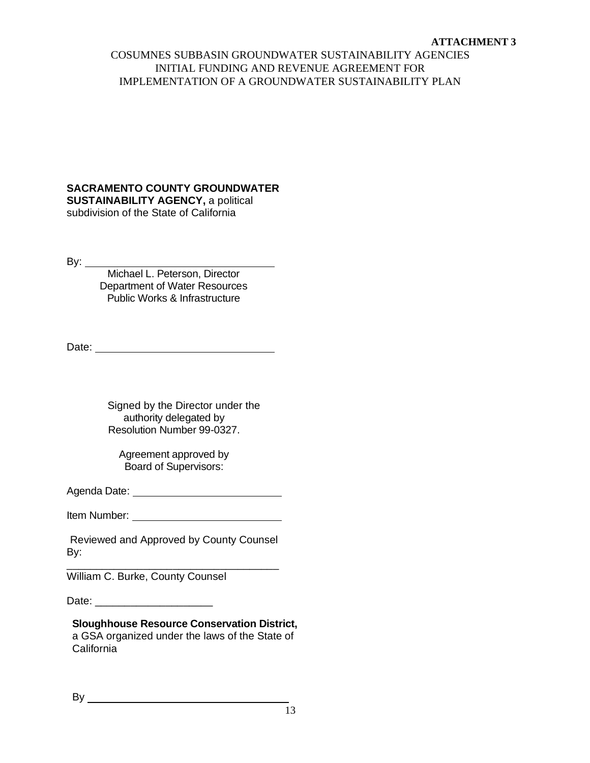**ATTACHMENT 3**

COSUMNES SUBBASIN GROUNDWATER SUSTAINABILITY AGENCIES INITIAL FUNDING AND REVENUE AGREEMENT FOR IMPLEMENTATION OF A GROUNDWATER SUSTAINABILITY PLAN

**SACRAMENTO COUNTY GROUNDWATER SUSTAINABILITY AGENCY,** a political subdivision of the State of California

By: ________________________________

Michael L. Peterson, Director
Department of Water Resources
Public Works & Infrastructure

Date: ________________________________

Signed by the Director under the authority delegated by Resolution Number 99-0327.

Agreement approved by Board of Supervisors:

Agenda Date: ________________________

Item Number: ________________________

Reviewed and Approved by County Counsel By:

____________________________________
William C. Burke, County Counsel

Date: ____________________

**Sloughhouse Resource Conservation District,** a GSA organized under the laws of the State of California

By ________________________________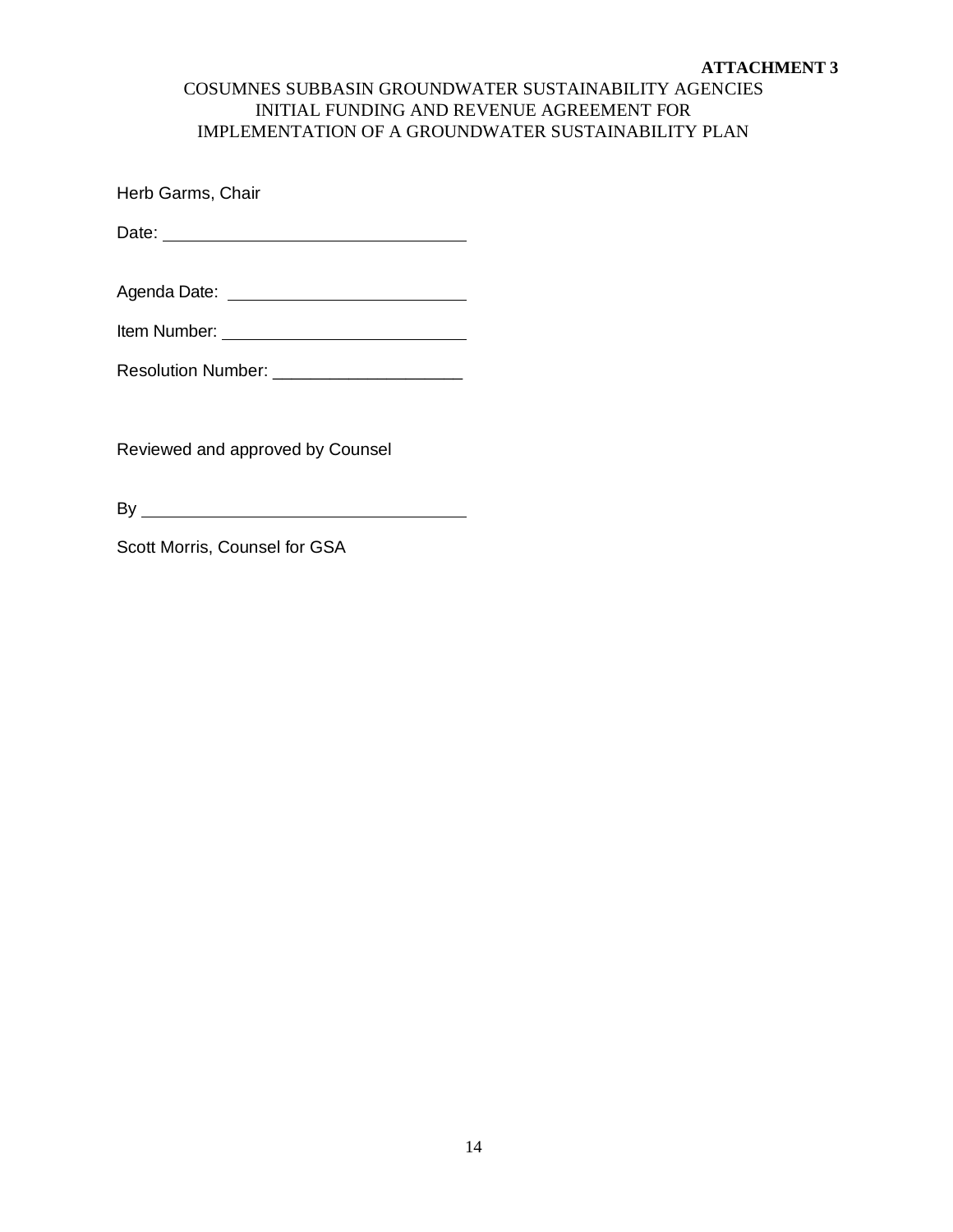**ATTACHMENT 3**

COSUMNES SUBBASIN GROUNDWATER SUSTAINABILITY AGENCIES
INITIAL FUNDING AND REVENUE AGREEMENT FOR
IMPLEMENTATION OF A GROUNDWATER SUSTAINABILITY PLAN

Herb Garms, Chair

Date: ______________________________

Agenda Date: ________________________

Item Number: ________________________

Resolution Number: ____________________

Reviewed and approved by Counsel

By ________________________________

Scott Morris, Counsel for GSA